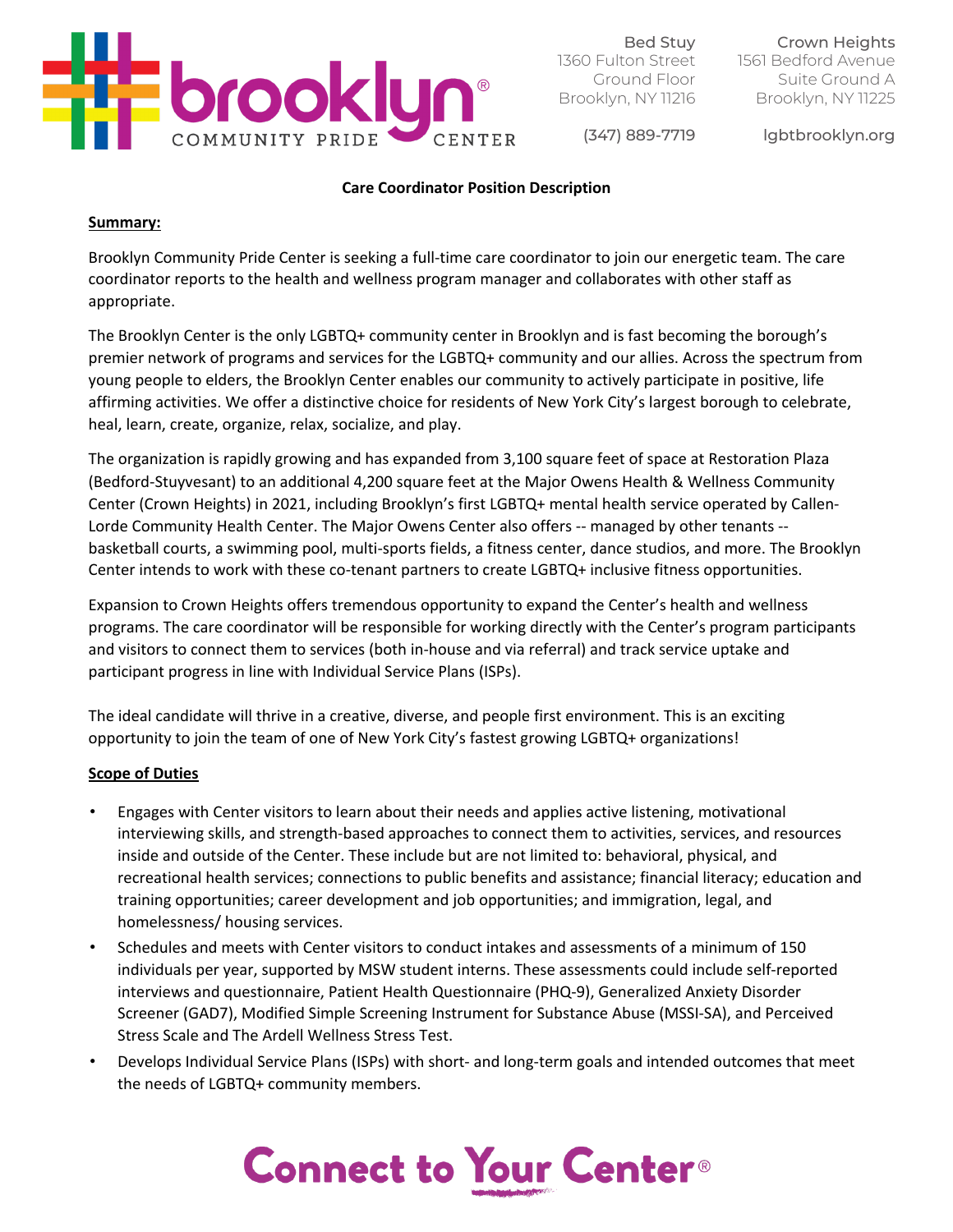Bed Stuy
1360 Fulton Street
Ground Floor
Brooklyn, NY 11216

(347) 889-7719

Crown Heights
1561 Bedford Avenue
Suite Ground A
Brooklyn, NY 11225

lgbtbrooklyn.org

**Care Coordinator Position Description**

**Summary:**

Brooklyn Community Pride Center is seeking a full-time care coordinator to join our energetic team. The care coordinator reports to the health and wellness program manager and collaborates with other staff as appropriate.

The Brooklyn Center is the only LGBTQ+ community center in Brooklyn and is fast becoming the borough's premier network of programs and services for the LGBTQ+ community and our allies. Across the spectrum from young people to elders, the Brooklyn Center enables our community to actively participate in positive, life affirming activities. We offer a distinctive choice for residents of New York City's largest borough to celebrate, heal, learn, create, organize, relax, socialize, and play.

The organization is rapidly growing and has expanded from 3,100 square feet of space at Restoration Plaza (Bedford-Stuyvesant) to an additional 4,200 square feet at the Major Owens Health & Wellness Community Center (Crown Heights) in 2021, including Brooklyn's first LGBTQ+ mental health service operated by Callen-Lorde Community Health Center. The Major Owens Center also offers -- managed by other tenants -- basketball courts, a swimming pool, multi-sports fields, a fitness center, dance studios, and more. The Brooklyn Center intends to work with these co-tenant partners to create LGBTQ+ inclusive fitness opportunities.

Expansion to Crown Heights offers tremendous opportunity to expand the Center's health and wellness programs. The care coordinator will be responsible for working directly with the Center's program participants and visitors to connect them to services (both in-house and via referral) and track service uptake and participant progress in line with Individual Service Plans (ISPs).

The ideal candidate will thrive in a creative, diverse, and people first environment. This is an exciting opportunity to join the team of one of New York City's fastest growing LGBTQ+ organizations!

**Scope of Duties**

- Engages with Center visitors to learn about their needs and applies active listening, motivational interviewing skills, and strength-based approaches to connect them to activities, services, and resources inside and outside of the Center. These include but are not limited to: behavioral, physical, and recreational health services; connections to public benefits and assistance; financial literacy; education and training opportunities; career development and job opportunities; and immigration, legal, and homelessness/ housing services.
- Schedules and meets with Center visitors to conduct intakes and assessments of a minimum of 150 individuals per year, supported by MSW student interns. These assessments could include self-reported interviews and questionnaire, Patient Health Questionnaire (PHQ-9), Generalized Anxiety Disorder Screener (GAD7), Modified Simple Screening Instrument for Substance Abuse (MSSI-SA), and Perceived Stress Scale and The Ardell Wellness Stress Test.
- Develops Individual Service Plans (ISPs) with short- and long-term goals and intended outcomes that meet the needs of LGBTQ+ community members.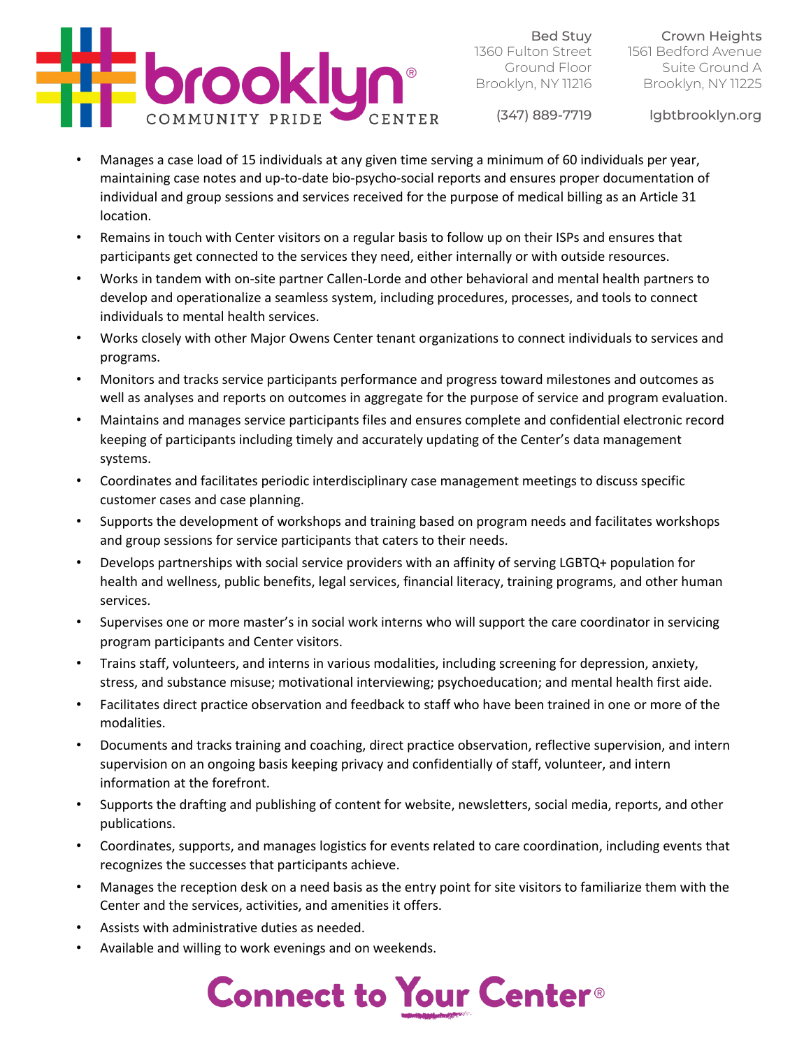- Manages a case load of 15 individuals at any given time serving a minimum of 60 individuals per year, maintaining case notes and up-to-date bio-psycho-social reports and ensures proper documentation of individual and group sessions and services received for the purpose of medical billing as an Article 31 location.
- Remains in touch with Center visitors on a regular basis to follow up on their ISPs and ensures that participants get connected to the services they need, either internally or with outside resources.
- Works in tandem with on-site partner Callen-Lorde and other behavioral and mental health partners to develop and operationalize a seamless system, including procedures, processes, and tools to connect individuals to mental health services.
- Works closely with other Major Owens Center tenant organizations to connect individuals to services and programs.
- Monitors and tracks service participants performance and progress toward milestones and outcomes as well as analyses and reports on outcomes in aggregate for the purpose of service and program evaluation.
- Maintains and manages service participants files and ensures complete and confidential electronic record keeping of participants including timely and accurately updating of the Center's data management systems.
- Coordinates and facilitates periodic interdisciplinary case management meetings to discuss specific customer cases and case planning.
- Supports the development of workshops and training based on program needs and facilitates workshops and group sessions for service participants that caters to their needs.
- Develops partnerships with social service providers with an affinity of serving LGBTQ+ population for health and wellness, public benefits, legal services, financial literacy, training programs, and other human services.
- Supervises one or more master's in social work interns who will support the care coordinator in servicing program participants and Center visitors.
- Trains staff, volunteers, and interns in various modalities, including screening for depression, anxiety, stress, and substance misuse; motivational interviewing; psychoeducation; and mental health first aide.
- Facilitates direct practice observation and feedback to staff who have been trained in one or more of the modalities.
- Documents and tracks training and coaching, direct practice observation, reflective supervision, and intern supervision on an ongoing basis keeping privacy and confidentially of staff, volunteer, and intern information at the forefront.
- Supports the drafting and publishing of content for website, newsletters, social media, reports, and other publications.
- Coordinates, supports, and manages logistics for events related to care coordination, including events that recognizes the successes that participants achieve.
- Manages the reception desk on a need basis as the entry point for site visitors to familiarize them with the Center and the services, activities, and amenities it offers.
- Assists with administrative duties as needed.
- Available and willing to work evenings and on weekends.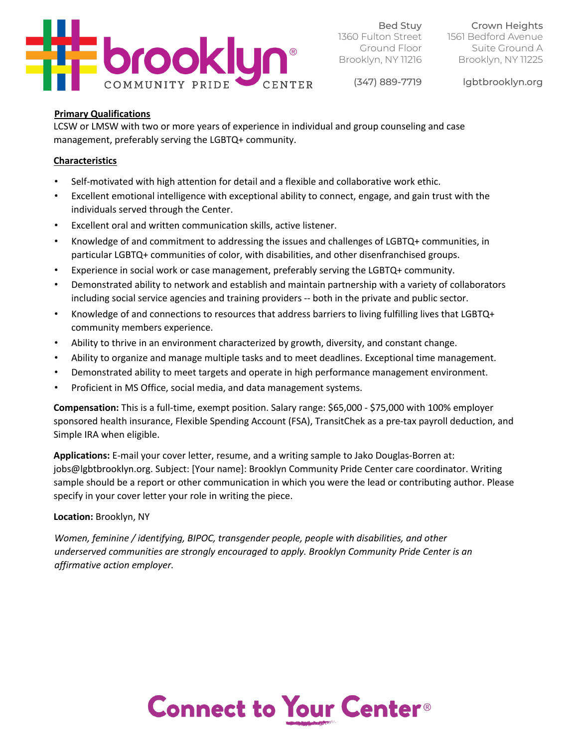**Primary Qualifications**

LCSW or LMSW with two or more years of experience in individual and group counseling and case management, preferably serving the LGBTQ+ community.

**Characteristics**

- Self-motivated with high attention for detail and a flexible and collaborative work ethic.
- Excellent emotional intelligence with exceptional ability to connect, engage, and gain trust with the individuals served through the Center.
- Excellent oral and written communication skills, active listener.
- Knowledge of and commitment to addressing the issues and challenges of LGBTQ+ communities, in particular LGBTQ+ communities of color, with disabilities, and other disenfranchised groups.
- Experience in social work or case management, preferably serving the LGBTQ+ community.
- Demonstrated ability to network and establish and maintain partnership with a variety of collaborators including social service agencies and training providers -- both in the private and public sector.
- Knowledge of and connections to resources that address barriers to living fulfilling lives that LGBTQ+ community members experience.
- Ability to thrive in an environment characterized by growth, diversity, and constant change.
- Ability to organize and manage multiple tasks and to meet deadlines. Exceptional time management.
- Demonstrated ability to meet targets and operate in high performance management environment.
- Proficient in MS Office, social media, and data management systems.

**Compensation:** This is a full-time, exempt position. Salary range: $65,000 - $75,000 with 100% employer sponsored health insurance, Flexible Spending Account (FSA), TransitChek as a pre-tax payroll deduction, and Simple IRA when eligible.

**Applications:** E-mail your cover letter, resume, and a writing sample to Jako Douglas-Borren at: jobs@lgbtbrooklyn.org. Subject: [Your name]: Brooklyn Community Pride Center care coordinator. Writing sample should be a report or other communication in which you were the lead or contributing author. Please specify in your cover letter your role in writing the piece.

**Location:** Brooklyn, NY

*Women, feminine / identifying, BIPOC, transgender people, people with disabilities, and other underserved communities are strongly encouraged to apply. Brooklyn Community Pride Center is an affirmative action employer.*